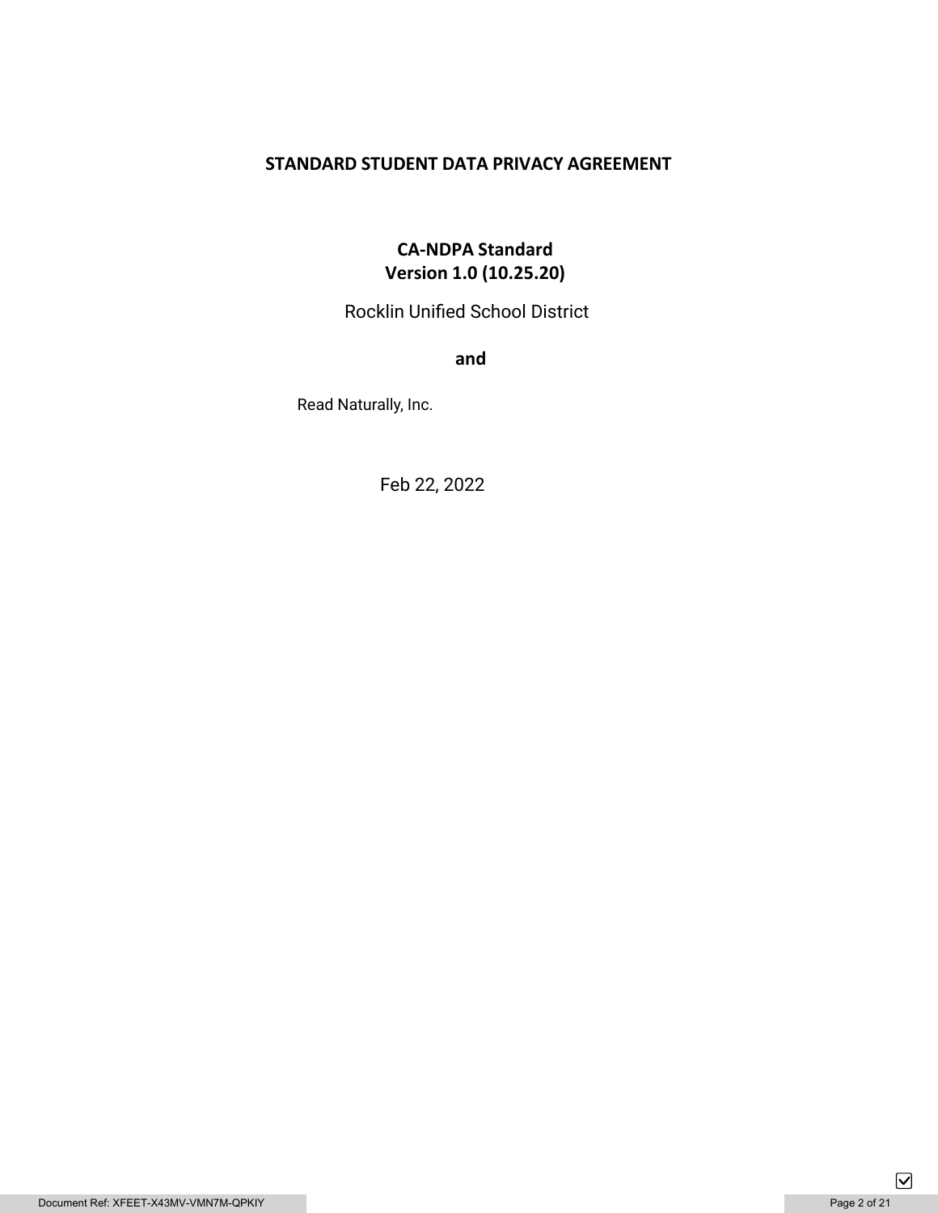# STANDARD STUDENT DATA PRIVACY AGREEMENT

## CA-NDPA Standard
## Version 1.0 (10.25.20)

Rocklin Unified School District

**and**

Read Naturally, Inc.

Feb 22, 2022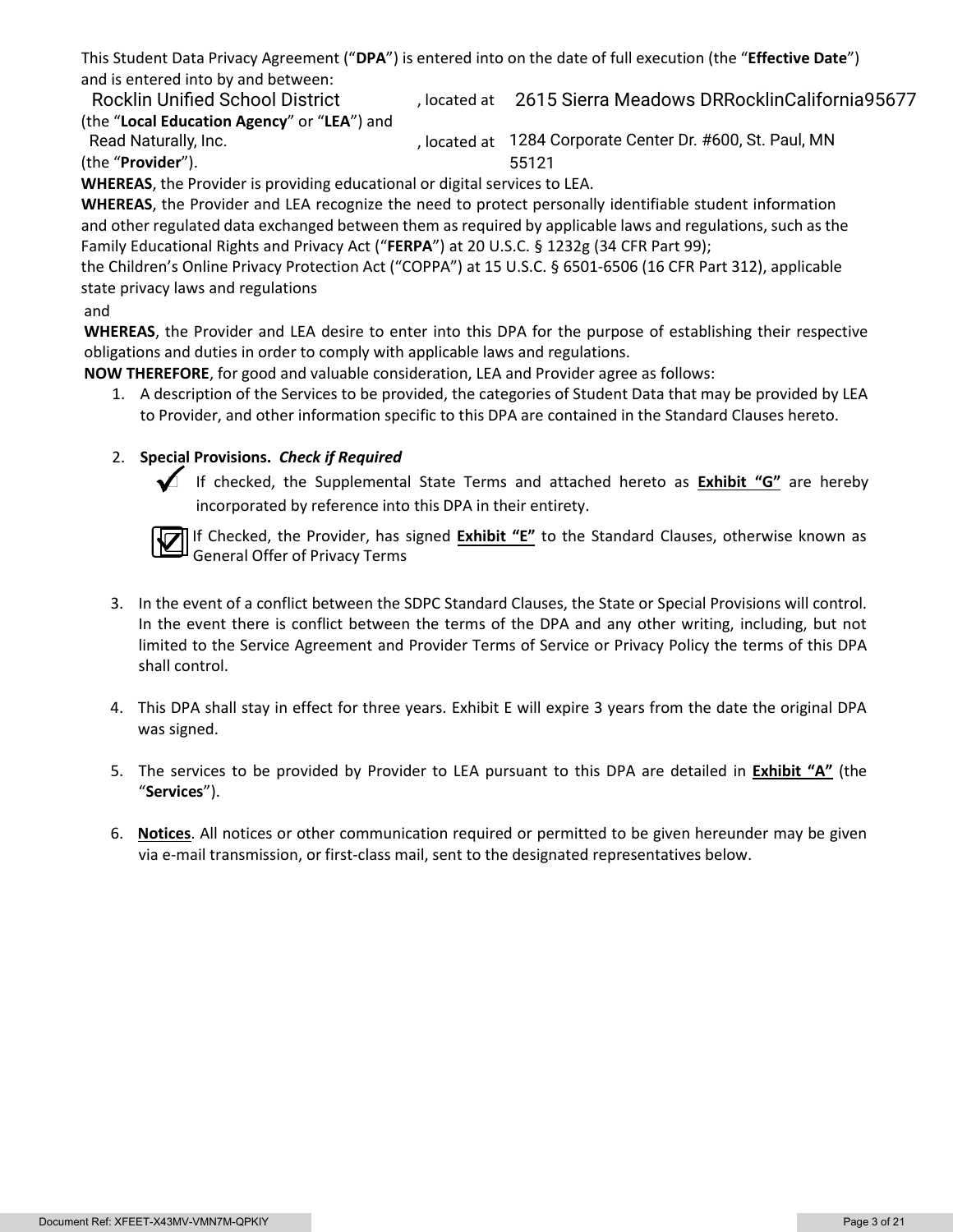This Student Data Privacy Agreement (“**DPA**”) is entered into on the date of full execution (the “**Effective Date**”) and is entered into by and between:

Rocklin Unified School District, located at 2615 Sierra Meadows DRRocklinCalifornia95677 (the “**Local Education Agency**” or “**LEA**”) and

Read Naturally, Inc., located at 1284 Corporate Center Dr. #600, St. Paul, MN 55121 (the “**Provider**”).

**WHEREAS**, the Provider is providing educational or digital services to LEA.

**WHEREAS**, the Provider and LEA recognize the need to protect personally identifiable student information and other regulated data exchanged between them as required by applicable laws and regulations, such as the Family Educational Rights and Privacy Act (“**FERPA**”) at 20 U.S.C. § 1232g (34 CFR Part 99); the Children’s Online Privacy Protection Act (“COPPA”) at 15 U.S.C. § 6501-6506 (16 CFR Part 312), applicable state privacy laws and regulations and

**WHEREAS**, the Provider and LEA desire to enter into this DPA for the purpose of establishing their respective obligations and duties in order to comply with applicable laws and regulations.

**NOW THEREFORE**, for good and valuable consideration, LEA and Provider agree as follows:

1. A description of the Services to be provided, the categories of Student Data that may be provided by LEA to Provider, and other information specific to this DPA are contained in the Standard Clauses hereto.

2. **Special Provisions.** ***Check if Required***

   ✓ If checked, the Supplemental State Terms and attached hereto as **Exhibit “G”** are hereby incorporated by reference into this DPA in their entirety.

   ☑ If Checked, the Provider, has signed **Exhibit “E”** to the Standard Clauses, otherwise known as General Offer of Privacy Terms

3. In the event of a conflict between the SDPC Standard Clauses, the State or Special Provisions will control. In the event there is conflict between the terms of the DPA and any other writing, including, but not limited to the Service Agreement and Provider Terms of Service or Privacy Policy the terms of this DPA shall control.

4. This DPA shall stay in effect for three years. Exhibit E will expire 3 years from the date the original DPA was signed.

5. The services to be provided by Provider to LEA pursuant to this DPA are detailed in **Exhibit “A”** (the “**Services**”).

6. **Notices**. All notices or other communication required or permitted to be given hereunder may be given via e-mail transmission, or first-class mail, sent to the designated representatives below.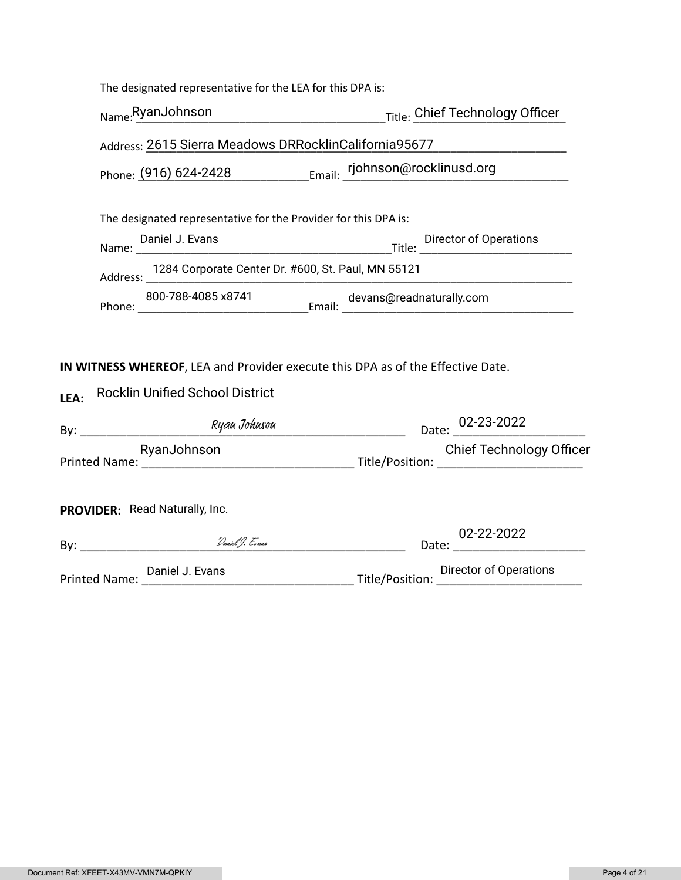The designated representative for the LEA for this DPA is:

Name: RyanJohnson Title: Chief Technology Officer

Address: 2615 Sierra Meadows DRRocklinCalifornia95677

Phone: (916) 624-2428 Email: rjohnson@rocklinusd.org

The designated representative for the Provider for this DPA is:

Name: Daniel J. Evans Title: Director of Operations

Address: 1284 Corporate Center Dr. #600, St. Paul, MN 55121

Phone: 800-788-4085 x8741 Email: devans@readnaturally.com

**IN WITNESS WHEREOF**, LEA and Provider execute this DPA as of the Effective Date.

**LEA:** Rocklin Unified School District

By: *Ryan Johnson* Date: 02-23-2022

Printed Name: RyanJohnson Title/Position: Chief Technology Officer

**PROVIDER:** Read Naturally, Inc.

By: *Daniel J. Evans* Date: 02-22-2022

Printed Name: Daniel J. Evans Title/Position: Director of Operations

Document Ref: XFEET-X43MV-VMN7M-QPKIY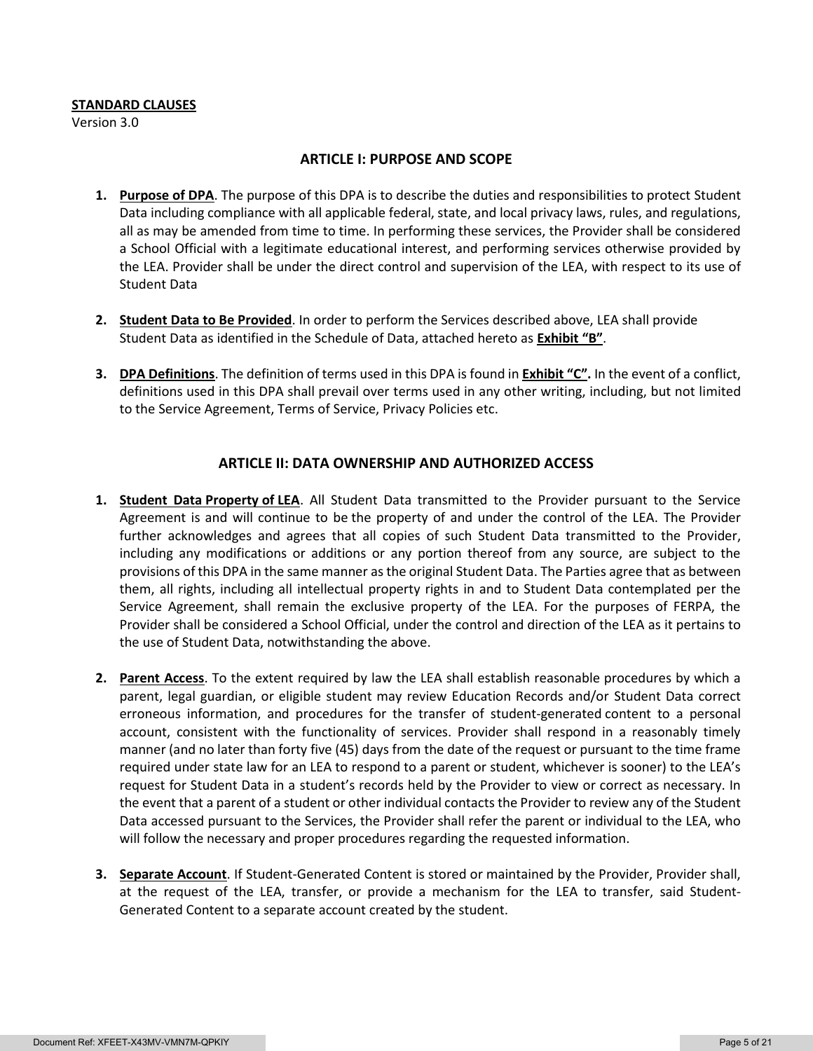**STANDARD CLAUSES**
Version 3.0

## ARTICLE I: PURPOSE AND SCOPE

1. **Purpose of DPA**. The purpose of this DPA is to describe the duties and responsibilities to protect Student Data including compliance with all applicable federal, state, and local privacy laws, rules, and regulations, all as may be amended from time to time. In performing these services, the Provider shall be considered a School Official with a legitimate educational interest, and performing services otherwise provided by the LEA. Provider shall be under the direct control and supervision of the LEA, with respect to its use of Student Data

2. **Student Data to Be Provided**. In order to perform the Services described above, LEA shall provide Student Data as identified in the Schedule of Data, attached hereto as **Exhibit "B"**.

3. **DPA Definitions**. The definition of terms used in this DPA is found in **Exhibit "C".** In the event of a conflict, definitions used in this DPA shall prevail over terms used in any other writing, including, but not limited to the Service Agreement, Terms of Service, Privacy Policies etc.

## ARTICLE II: DATA OWNERSHIP AND AUTHORIZED ACCESS

1. **Student Data Property of LEA**. All Student Data transmitted to the Provider pursuant to the Service Agreement is and will continue to be the property of and under the control of the LEA. The Provider further acknowledges and agrees that all copies of such Student Data transmitted to the Provider, including any modifications or additions or any portion thereof from any source, are subject to the provisions of this DPA in the same manner as the original Student Data. The Parties agree that as between them, all rights, including all intellectual property rights in and to Student Data contemplated per the Service Agreement, shall remain the exclusive property of the LEA. For the purposes of FERPA, the Provider shall be considered a School Official, under the control and direction of the LEA as it pertains to the use of Student Data, notwithstanding the above.

2. **Parent Access**. To the extent required by law the LEA shall establish reasonable procedures by which a parent, legal guardian, or eligible student may review Education Records and/or Student Data correct erroneous information, and procedures for the transfer of student-generated content to a personal account, consistent with the functionality of services. Provider shall respond in a reasonably timely manner (and no later than forty five (45) days from the date of the request or pursuant to the time frame required under state law for an LEA to respond to a parent or student, whichever is sooner) to the LEA's request for Student Data in a student's records held by the Provider to view or correct as necessary. In the event that a parent of a student or other individual contacts the Provider to review any of the Student Data accessed pursuant to the Services, the Provider shall refer the parent or individual to the LEA, who will follow the necessary and proper procedures regarding the requested information.

3. **Separate Account**. If Student-Generated Content is stored or maintained by the Provider, Provider shall, at the request of the LEA, transfer, or provide a mechanism for the LEA to transfer, said Student-Generated Content to a separate account created by the student.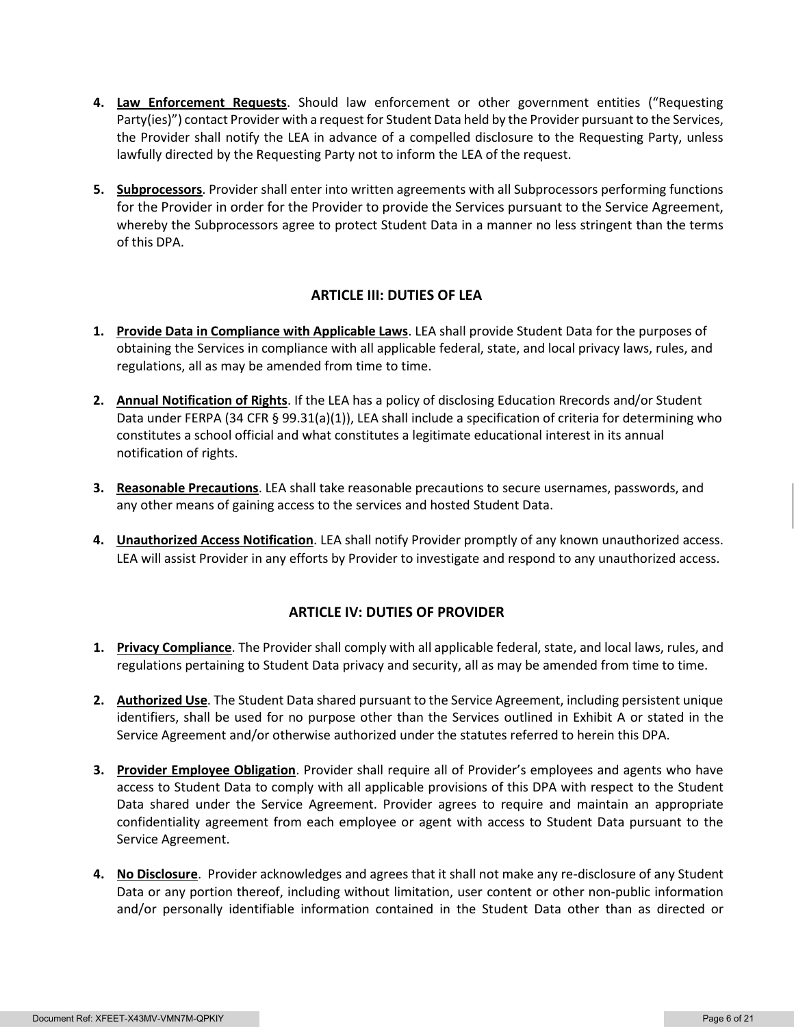4. **Law Enforcement Requests**. Should law enforcement or other government entities ("Requesting Party(ies)") contact Provider with a request for Student Data held by the Provider pursuant to the Services, the Provider shall notify the LEA in advance of a compelled disclosure to the Requesting Party, unless lawfully directed by the Requesting Party not to inform the LEA of the request.

5. **Subprocessors**. Provider shall enter into written agreements with all Subprocessors performing functions for the Provider in order for the Provider to provide the Services pursuant to the Service Agreement, whereby the Subprocessors agree to protect Student Data in a manner no less stringent than the terms of this DPA.

## ARTICLE III: DUTIES OF LEA

1. **Provide Data in Compliance with Applicable Laws**. LEA shall provide Student Data for the purposes of obtaining the Services in compliance with all applicable federal, state, and local privacy laws, rules, and regulations, all as may be amended from time to time.

2. **Annual Notification of Rights**. If the LEA has a policy of disclosing Education Rrecords and/or Student Data under FERPA (34 CFR § 99.31(a)(1)), LEA shall include a specification of criteria for determining who constitutes a school official and what constitutes a legitimate educational interest in its annual notification of rights.

3. **Reasonable Precautions**. LEA shall take reasonable precautions to secure usernames, passwords, and any other means of gaining access to the services and hosted Student Data.

4. **Unauthorized Access Notification**. LEA shall notify Provider promptly of any known unauthorized access. LEA will assist Provider in any efforts by Provider to investigate and respond to any unauthorized access.

## ARTICLE IV: DUTIES OF PROVIDER

1. **Privacy Compliance**. The Provider shall comply with all applicable federal, state, and local laws, rules, and regulations pertaining to Student Data privacy and security, all as may be amended from time to time.

2. **Authorized Use**. The Student Data shared pursuant to the Service Agreement, including persistent unique identifiers, shall be used for no purpose other than the Services outlined in Exhibit A or stated in the Service Agreement and/or otherwise authorized under the statutes referred to herein this DPA.

3. **Provider Employee Obligation**. Provider shall require all of Provider's employees and agents who have access to Student Data to comply with all applicable provisions of this DPA with respect to the Student Data shared under the Service Agreement. Provider agrees to require and maintain an appropriate confidentiality agreement from each employee or agent with access to Student Data pursuant to the Service Agreement.

4. **No Disclosure**. Provider acknowledges and agrees that it shall not make any re-disclosure of any Student Data or any portion thereof, including without limitation, user content or other non-public information and/or personally identifiable information contained in the Student Data other than as directed or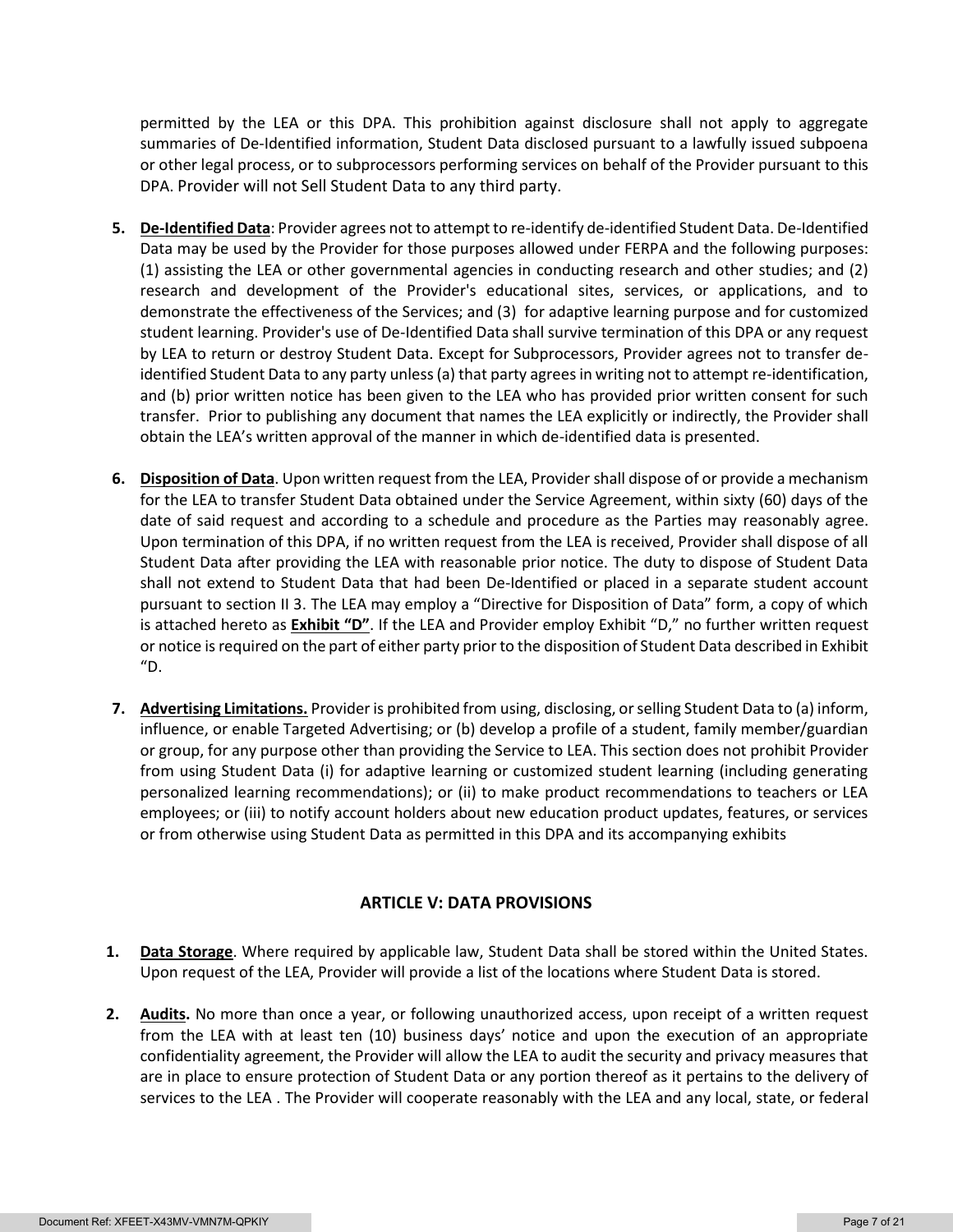permitted by the LEA or this DPA. This prohibition against disclosure shall not apply to aggregate summaries of De-Identified information, Student Data disclosed pursuant to a lawfully issued subpoena or other legal process, or to subprocessors performing services on behalf of the Provider pursuant to this DPA. Provider will not Sell Student Data to any third party.

5. **De-Identified Data**: Provider agrees not to attempt to re-identify de-identified Student Data. De-Identified Data may be used by the Provider for those purposes allowed under FERPA and the following purposes: (1) assisting the LEA or other governmental agencies in conducting research and other studies; and (2) research and development of the Provider's educational sites, services, or applications, and to demonstrate the effectiveness of the Services; and (3) for adaptive learning purpose and for customized student learning. Provider's use of De-Identified Data shall survive termination of this DPA or any request by LEA to return or destroy Student Data. Except for Subprocessors, Provider agrees not to transfer de-identified Student Data to any party unless (a) that party agrees in writing not to attempt re-identification, and (b) prior written notice has been given to the LEA who has provided prior written consent for such transfer. Prior to publishing any document that names the LEA explicitly or indirectly, the Provider shall obtain the LEA's written approval of the manner in which de-identified data is presented.

6. **Disposition of Data**. Upon written request from the LEA, Provider shall dispose of or provide a mechanism for the LEA to transfer Student Data obtained under the Service Agreement, within sixty (60) days of the date of said request and according to a schedule and procedure as the Parties may reasonably agree. Upon termination of this DPA, if no written request from the LEA is received, Provider shall dispose of all Student Data after providing the LEA with reasonable prior notice. The duty to dispose of Student Data shall not extend to Student Data that had been De-Identified or placed in a separate student account pursuant to section II 3. The LEA may employ a "Directive for Disposition of Data" form, a copy of which is attached hereto as **Exhibit "D"**. If the LEA and Provider employ Exhibit "D," no further written request or notice is required on the part of either party prior to the disposition of Student Data described in Exhibit "D.

7. **Advertising Limitations.** Provider is prohibited from using, disclosing, or selling Student Data to (a) inform, influence, or enable Targeted Advertising; or (b) develop a profile of a student, family member/guardian or group, for any purpose other than providing the Service to LEA. This section does not prohibit Provider from using Student Data (i) for adaptive learning or customized student learning (including generating personalized learning recommendations); or (ii) to make product recommendations to teachers or LEA employees; or (iii) to notify account holders about new education product updates, features, or services or from otherwise using Student Data as permitted in this DPA and its accompanying exhibits

## ARTICLE V: DATA PROVISIONS

1. **Data Storage**. Where required by applicable law, Student Data shall be stored within the United States. Upon request of the LEA, Provider will provide a list of the locations where Student Data is stored.

2. **Audits.** No more than once a year, or following unauthorized access, upon receipt of a written request from the LEA with at least ten (10) business days' notice and upon the execution of an appropriate confidentiality agreement, the Provider will allow the LEA to audit the security and privacy measures that are in place to ensure protection of Student Data or any portion thereof as it pertains to the delivery of services to the LEA . The Provider will cooperate reasonably with the LEA and any local, state, or federal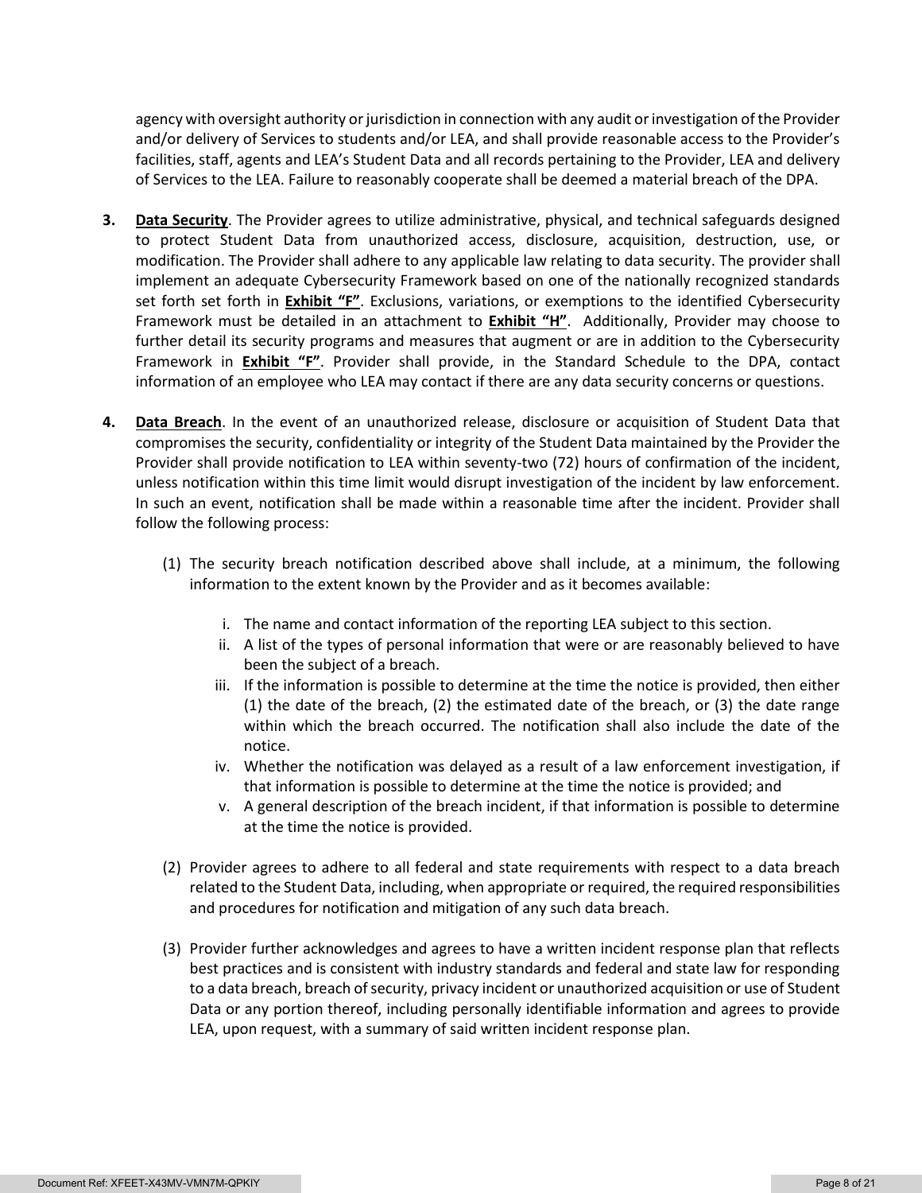agency with oversight authority or jurisdiction in connection with any audit or investigation of the Provider and/or delivery of Services to students and/or LEA, and shall provide reasonable access to the Provider's facilities, staff, agents and LEA's Student Data and all records pertaining to the Provider, LEA and delivery of Services to the LEA. Failure to reasonably cooperate shall be deemed a material breach of the DPA.

**3.** **Data Security**. The Provider agrees to utilize administrative, physical, and technical safeguards designed to protect Student Data from unauthorized access, disclosure, acquisition, destruction, use, or modification. The Provider shall adhere to any applicable law relating to data security. The provider shall implement an adequate Cybersecurity Framework based on one of the nationally recognized standards set forth set forth in **Exhibit "F"**. Exclusions, variations, or exemptions to the identified Cybersecurity Framework must be detailed in an attachment to **Exhibit "H"**. Additionally, Provider may choose to further detail its security programs and measures that augment or are in addition to the Cybersecurity Framework in **Exhibit "F"**. Provider shall provide, in the Standard Schedule to the DPA, contact information of an employee who LEA may contact if there are any data security concerns or questions.

**4.** **Data Breach**. In the event of an unauthorized release, disclosure or acquisition of Student Data that compromises the security, confidentiality or integrity of the Student Data maintained by the Provider the Provider shall provide notification to LEA within seventy-two (72) hours of confirmation of the incident, unless notification within this time limit would disrupt investigation of the incident by law enforcement. In such an event, notification shall be made within a reasonable time after the incident. Provider shall follow the following process:

(1) The security breach notification described above shall include, at a minimum, the following information to the extent known by the Provider and as it becomes available:

i. The name and contact information of the reporting LEA subject to this section.

ii. A list of the types of personal information that were or are reasonably believed to have been the subject of a breach.

iii. If the information is possible to determine at the time the notice is provided, then either (1) the date of the breach, (2) the estimated date of the breach, or (3) the date range within which the breach occurred. The notification shall also include the date of the notice.

iv. Whether the notification was delayed as a result of a law enforcement investigation, if that information is possible to determine at the time the notice is provided; and

v. A general description of the breach incident, if that information is possible to determine at the time the notice is provided.

(2) Provider agrees to adhere to all federal and state requirements with respect to a data breach related to the Student Data, including, when appropriate or required, the required responsibilities and procedures for notification and mitigation of any such data breach.

(3) Provider further acknowledges and agrees to have a written incident response plan that reflects best practices and is consistent with industry standards and federal and state law for responding to a data breach, breach of security, privacy incident or unauthorized acquisition or use of Student Data or any portion thereof, including personally identifiable information and agrees to provide LEA, upon request, with a summary of said written incident response plan.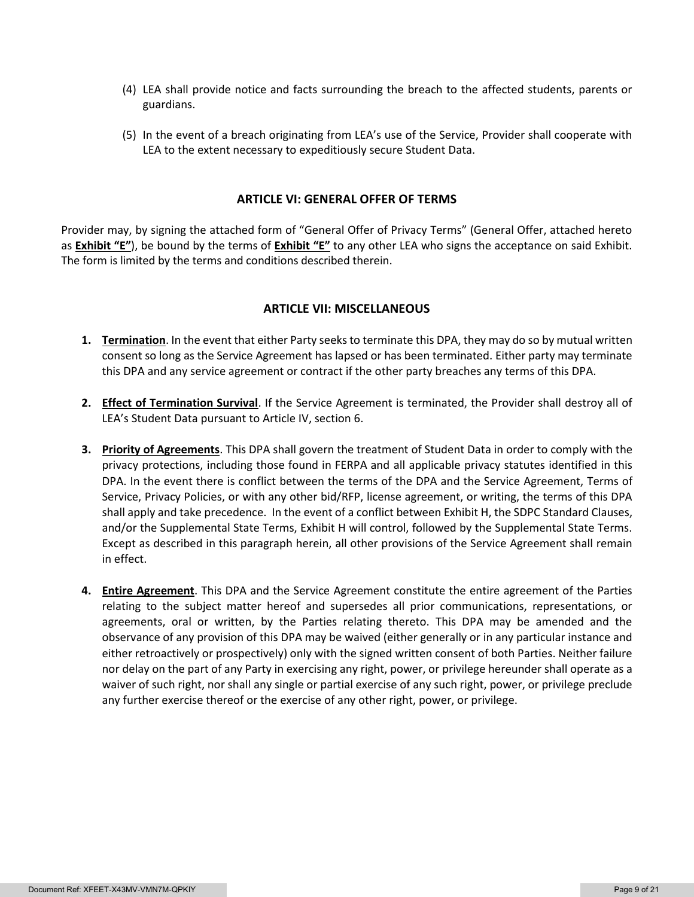(4) LEA shall provide notice and facts surrounding the breach to the affected students, parents or guardians.

(5) In the event of a breach originating from LEA's use of the Service, Provider shall cooperate with LEA to the extent necessary to expeditiously secure Student Data.

## ARTICLE VI: GENERAL OFFER OF TERMS

Provider may, by signing the attached form of "General Offer of Privacy Terms" (General Offer, attached hereto as **Exhibit "E"**), be bound by the terms of **Exhibit "E"** to any other LEA who signs the acceptance on said Exhibit. The form is limited by the terms and conditions described therein.

## ARTICLE VII: MISCELLANEOUS

1. **Termination**. In the event that either Party seeks to terminate this DPA, they may do so by mutual written consent so long as the Service Agreement has lapsed or has been terminated. Either party may terminate this DPA and any service agreement or contract if the other party breaches any terms of this DPA.

2. **Effect of Termination Survival**. If the Service Agreement is terminated, the Provider shall destroy all of LEA's Student Data pursuant to Article IV, section 6.

3. **Priority of Agreements**. This DPA shall govern the treatment of Student Data in order to comply with the privacy protections, including those found in FERPA and all applicable privacy statutes identified in this DPA. In the event there is conflict between the terms of the DPA and the Service Agreement, Terms of Service, Privacy Policies, or with any other bid/RFP, license agreement, or writing, the terms of this DPA shall apply and take precedence. In the event of a conflict between Exhibit H, the SDPC Standard Clauses, and/or the Supplemental State Terms, Exhibit H will control, followed by the Supplemental State Terms. Except as described in this paragraph herein, all other provisions of the Service Agreement shall remain in effect.

4. **Entire Agreement**. This DPA and the Service Agreement constitute the entire agreement of the Parties relating to the subject matter hereof and supersedes all prior communications, representations, or agreements, oral or written, by the Parties relating thereto. This DPA may be amended and the observance of any provision of this DPA may be waived (either generally or in any particular instance and either retroactively or prospectively) only with the signed written consent of both Parties. Neither failure nor delay on the part of any Party in exercising any right, power, or privilege hereunder shall operate as a waiver of such right, nor shall any single or partial exercise of any such right, power, or privilege preclude any further exercise thereof or the exercise of any other right, power, or privilege.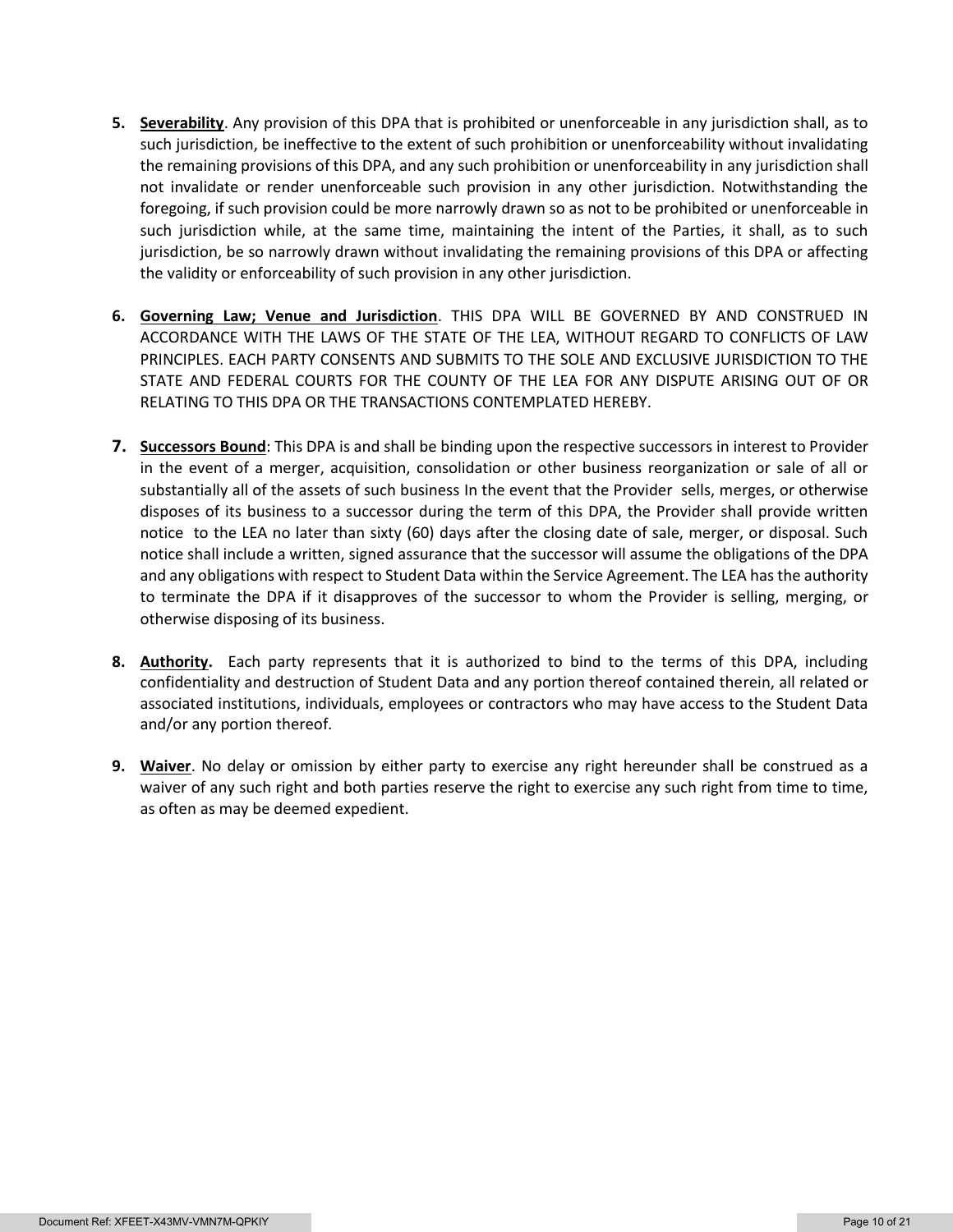5. **Severability**. Any provision of this DPA that is prohibited or unenforceable in any jurisdiction shall, as to such jurisdiction, be ineffective to the extent of such prohibition or unenforceability without invalidating the remaining provisions of this DPA, and any such prohibition or unenforceability in any jurisdiction shall not invalidate or render unenforceable such provision in any other jurisdiction. Notwithstanding the foregoing, if such provision could be more narrowly drawn so as not to be prohibited or unenforceable in such jurisdiction while, at the same time, maintaining the intent of the Parties, it shall, as to such jurisdiction, be so narrowly drawn without invalidating the remaining provisions of this DPA or affecting the validity or enforceability of such provision in any other jurisdiction.

6. **Governing Law; Venue and Jurisdiction**. THIS DPA WILL BE GOVERNED BY AND CONSTRUED IN ACCORDANCE WITH THE LAWS OF THE STATE OF THE LEA, WITHOUT REGARD TO CONFLICTS OF LAW PRINCIPLES. EACH PARTY CONSENTS AND SUBMITS TO THE SOLE AND EXCLUSIVE JURISDICTION TO THE STATE AND FEDERAL COURTS FOR THE COUNTY OF THE LEA FOR ANY DISPUTE ARISING OUT OF OR RELATING TO THIS DPA OR THE TRANSACTIONS CONTEMPLATED HEREBY.

7. **Successors Bound**: This DPA is and shall be binding upon the respective successors in interest to Provider in the event of a merger, acquisition, consolidation or other business reorganization or sale of all or substantially all of the assets of such business In the event that the Provider sells, merges, or otherwise disposes of its business to a successor during the term of this DPA, the Provider shall provide written notice to the LEA no later than sixty (60) days after the closing date of sale, merger, or disposal. Such notice shall include a written, signed assurance that the successor will assume the obligations of the DPA and any obligations with respect to Student Data within the Service Agreement. The LEA has the authority to terminate the DPA if it disapproves of the successor to whom the Provider is selling, merging, or otherwise disposing of its business.

8. **Authority.** Each party represents that it is authorized to bind to the terms of this DPA, including confidentiality and destruction of Student Data and any portion thereof contained therein, all related or associated institutions, individuals, employees or contractors who may have access to the Student Data and/or any portion thereof.

9. **Waiver**. No delay or omission by either party to exercise any right hereunder shall be construed as a waiver of any such right and both parties reserve the right to exercise any such right from time to time, as often as may be deemed expedient.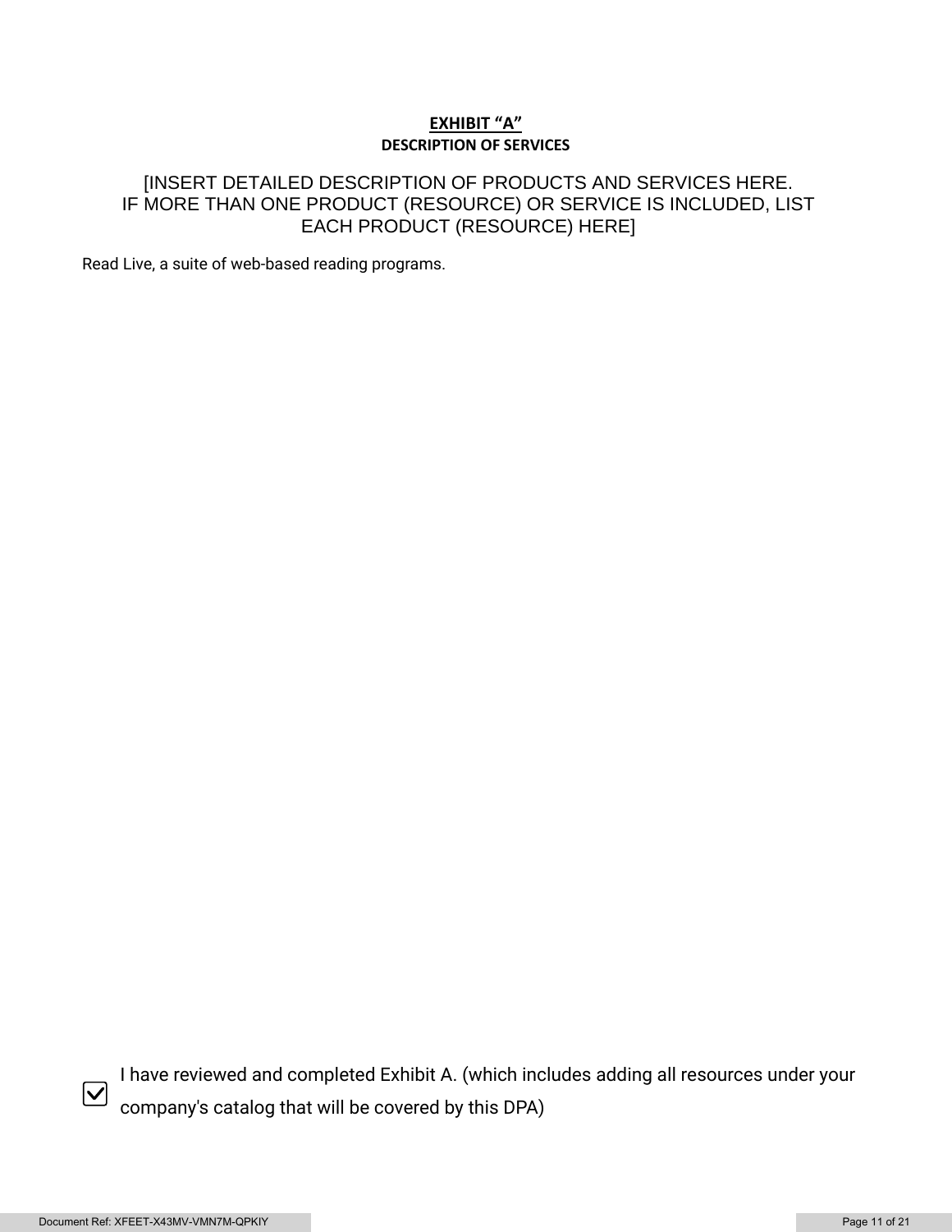# EXHIBIT "A"

## DESCRIPTION OF SERVICES

[INSERT DETAILED DESCRIPTION OF PRODUCTS AND SERVICES HERE. IF MORE THAN ONE PRODUCT (RESOURCE) OR SERVICE IS INCLUDED, LIST EACH PRODUCT (RESOURCE) HERE]

Read Live, a suite of web-based reading programs.

☑ I have reviewed and completed Exhibit A. (which includes adding all resources under your company's catalog that will be covered by this DPA)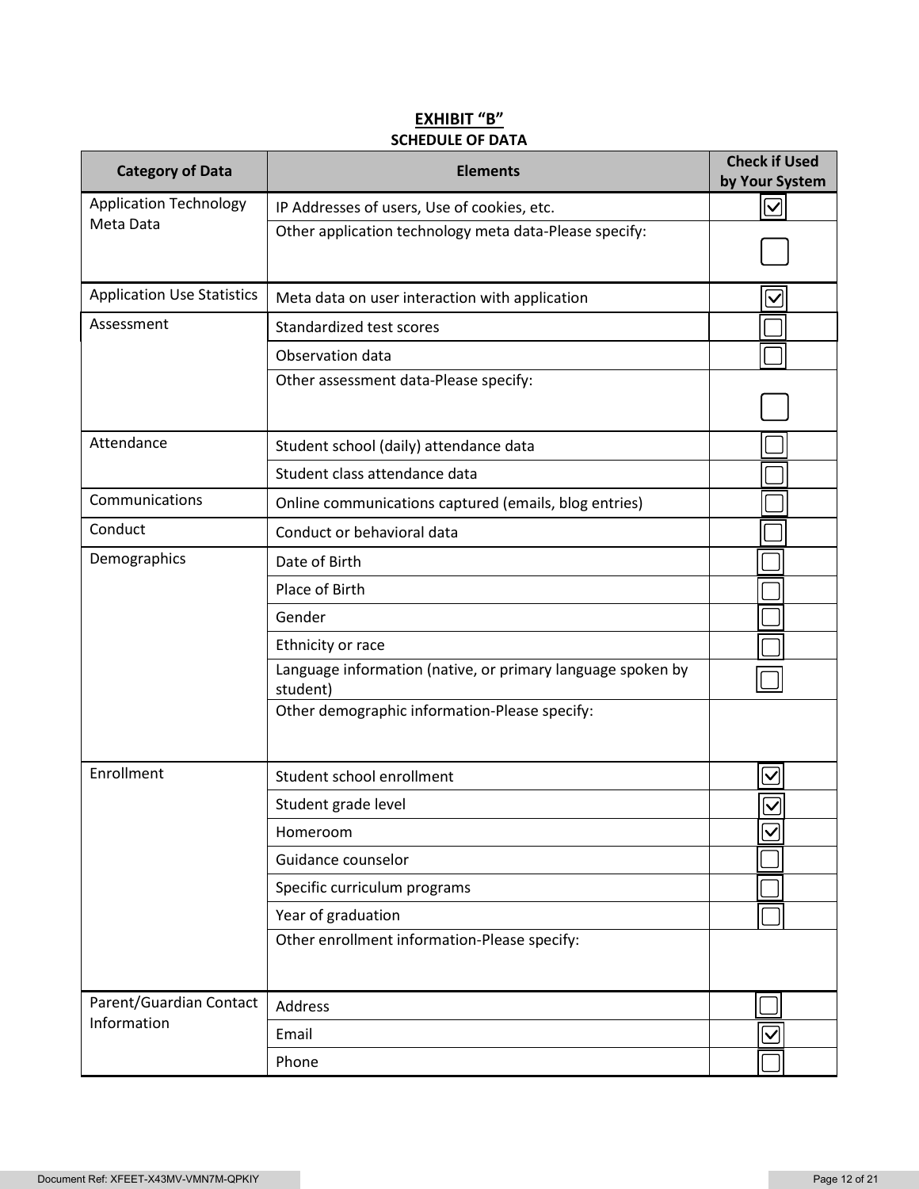**EXHIBIT "B"**

**SCHEDULE OF DATA**

| Category of Data | Elements | Check if Used by Your System |
|---|---|---|
| Application Technology Meta Data | IP Addresses of users, Use of cookies, etc. | ☑ |
| | Other application technology meta data-Please specify: | ☐ |
| Application Use Statistics | Meta data on user interaction with application | ☑ |
| Assessment | Standardized test scores | ☐ |
| | Observation data | ☐ |
| | Other assessment data-Please specify: | ☐ |
| Attendance | Student school (daily) attendance data | ☐ |
| | Student class attendance data | ☐ |
| Communications | Online communications captured (emails, blog entries) | ☐ |
| Conduct | Conduct or behavioral data | ☐ |
| Demographics | Date of Birth | ☐ |
| | Place of Birth | ☐ |
| | Gender | ☐ |
| | Ethnicity or race | ☐ |
| | Language information (native, or primary language spoken by student) | ☐ |
| | Other demographic information-Please specify: | |
| Enrollment | Student school enrollment | ☑ |
| | Student grade level | ☑ |
| | Homeroom | ☑ |
| | Guidance counselor | ☐ |
| | Specific curriculum programs | ☐ |
| | Year of graduation | ☐ |
| | Other enrollment information-Please specify: | |
| Parent/Guardian Contact Information | Address | ☐ |
| | Email | ☑ |
| | Phone | ☐ |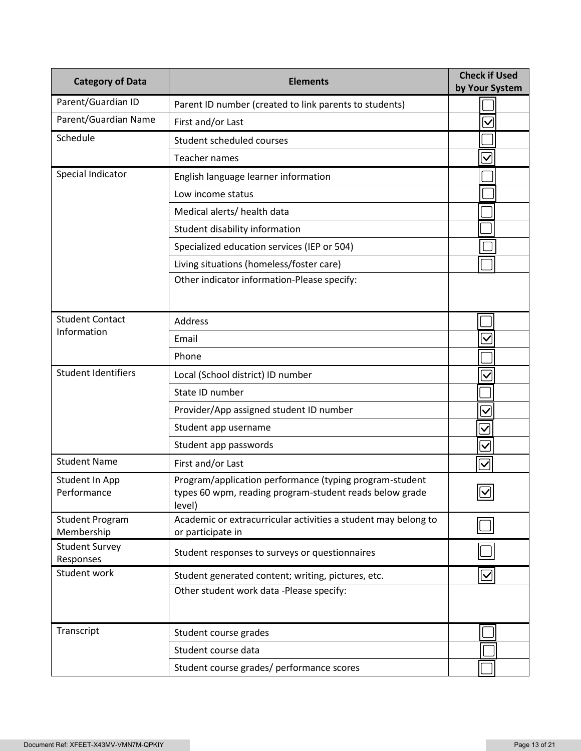| Category of Data | Elements | Check if Used by Your System |
|---|---|---|
| Parent/Guardian ID | Parent ID number (created to link parents to students) | ☐ |
| Parent/Guardian Name | First and/or Last | ☑ |
| Schedule | Student scheduled courses | ☐ |
| | Teacher names | ☑ |
| Special Indicator | English language learner information | ☐ |
| | Low income status | ☐ |
| | Medical alerts/ health data | ☐ |
| | Student disability information | ☐ |
| | Specialized education services (IEP or 504) | ☐ |
| | Living situations (homeless/foster care) | ☐ |
| | Other indicator information-Please specify: | |
| Student Contact Information | Address | ☐ |
| | Email | ☑ |
| | Phone | ☐ |
| Student Identifiers | Local (School district) ID number | ☑ |
| | State ID number | ☐ |
| | Provider/App assigned student ID number | ☑ |
| | Student app username | ☑ |
| | Student app passwords | ☑ |
| Student Name | First and/or Last | ☑ |
| Student In App Performance | Program/application performance (typing program-student types 60 wpm, reading program-student reads below grade level) | ☑ |
| Student Program Membership | Academic or extracurricular activities a student may belong to or participate in | ☐ |
| Student Survey Responses | Student responses to surveys or questionnaires | ☐ |
| Student work | Student generated content; writing, pictures, etc. | ☑ |
| | Other student work data -Please specify: | |
| Transcript | Student course grades | ☐ |
| | Student course data | ☐ |
| | Student course grades/ performance scores | ☐ |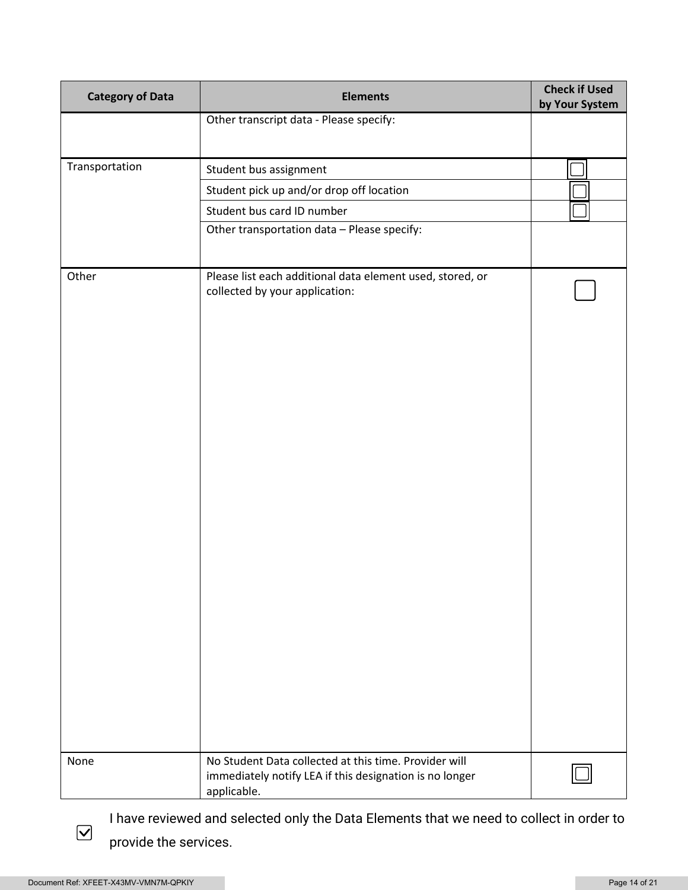| Category of Data | Elements | Check if Used by Your System |
|---|---|---|
| | Other transcript data - Please specify: | |
| Transportation | Student bus assignment | ☐ |
| | Student pick up and/or drop off location | ☐ |
| | Student bus card ID number | ☐ |
| | Other transportation data – Please specify: | |
| Other | Please list each additional data element used, stored, or collected by your application: | ☐ |
| None | No Student Data collected at this time. Provider will immediately notify LEA if this designation is no longer applicable. | ☐ |

☑ I have reviewed and selected only the Data Elements that we need to collect in order to provide the services.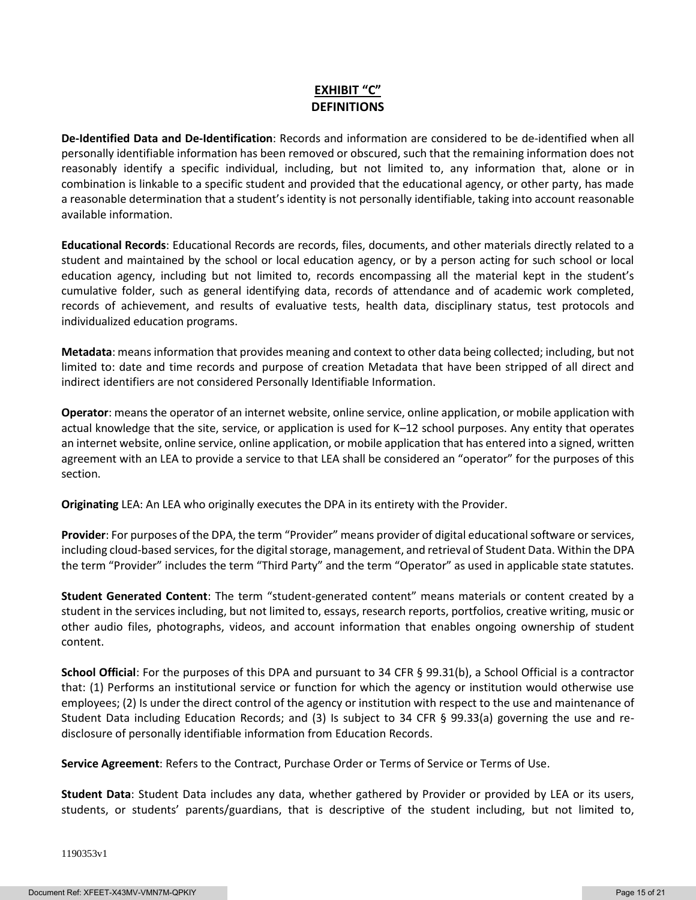# EXHIBIT "C"
## DEFINITIONS

**De-Identified Data and De-Identification**: Records and information are considered to be de-identified when all personally identifiable information has been removed or obscured, such that the remaining information does not reasonably identify a specific individual, including, but not limited to, any information that, alone or in combination is linkable to a specific student and provided that the educational agency, or other party, has made a reasonable determination that a student's identity is not personally identifiable, taking into account reasonable available information.

**Educational Records**: Educational Records are records, files, documents, and other materials directly related to a student and maintained by the school or local education agency, or by a person acting for such school or local education agency, including but not limited to, records encompassing all the material kept in the student's cumulative folder, such as general identifying data, records of attendance and of academic work completed, records of achievement, and results of evaluative tests, health data, disciplinary status, test protocols and individualized education programs.

**Metadata**: means information that provides meaning and context to other data being collected; including, but not limited to: date and time records and purpose of creation Metadata that have been stripped of all direct and indirect identifiers are not considered Personally Identifiable Information.

**Operator**: means the operator of an internet website, online service, online application, or mobile application with actual knowledge that the site, service, or application is used for K–12 school purposes. Any entity that operates an internet website, online service, online application, or mobile application that has entered into a signed, written agreement with an LEA to provide a service to that LEA shall be considered an "operator" for the purposes of this section.

**Originating** LEA: An LEA who originally executes the DPA in its entirety with the Provider.

**Provider**: For purposes of the DPA, the term "Provider" means provider of digital educational software or services, including cloud-based services, for the digital storage, management, and retrieval of Student Data. Within the DPA the term "Provider" includes the term "Third Party" and the term "Operator" as used in applicable state statutes.

**Student Generated Content**: The term "student-generated content" means materials or content created by a student in the services including, but not limited to, essays, research reports, portfolios, creative writing, music or other audio files, photographs, videos, and account information that enables ongoing ownership of student content.

**School Official**: For the purposes of this DPA and pursuant to 34 CFR § 99.31(b), a School Official is a contractor that: (1) Performs an institutional service or function for which the agency or institution would otherwise use employees; (2) Is under the direct control of the agency or institution with respect to the use and maintenance of Student Data including Education Records; and (3) Is subject to 34 CFR § 99.33(a) governing the use and re-disclosure of personally identifiable information from Education Records.

**Service Agreement**: Refers to the Contract, Purchase Order or Terms of Service or Terms of Use.

**Student Data**: Student Data includes any data, whether gathered by Provider or provided by LEA or its users, students, or students' parents/guardians, that is descriptive of the student including, but not limited to,

1190353v1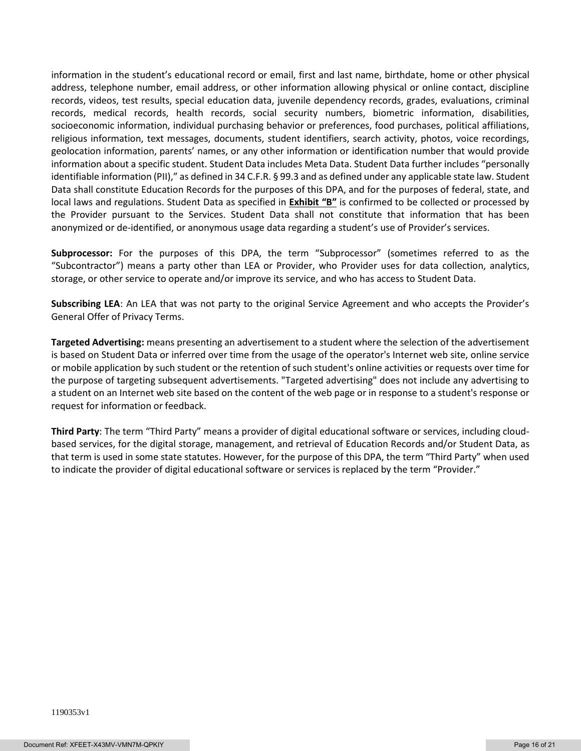information in the student's educational record or email, first and last name, birthdate, home or other physical address, telephone number, email address, or other information allowing physical or online contact, discipline records, videos, test results, special education data, juvenile dependency records, grades, evaluations, criminal records, medical records, health records, social security numbers, biometric information, disabilities, socioeconomic information, individual purchasing behavior or preferences, food purchases, political affiliations, religious information, text messages, documents, student identifiers, search activity, photos, voice recordings, geolocation information, parents' names, or any other information or identification number that would provide information about a specific student. Student Data includes Meta Data. Student Data further includes "personally identifiable information (PII)," as defined in 34 C.F.R. § 99.3 and as defined under any applicable state law. Student Data shall constitute Education Records for the purposes of this DPA, and for the purposes of federal, state, and local laws and regulations. Student Data as specified in **Exhibit "B"** is confirmed to be collected or processed by the Provider pursuant to the Services. Student Data shall not constitute that information that has been anonymized or de-identified, or anonymous usage data regarding a student's use of Provider's services.

**Subprocessor:** For the purposes of this DPA, the term "Subprocessor" (sometimes referred to as the "Subcontractor") means a party other than LEA or Provider, who Provider uses for data collection, analytics, storage, or other service to operate and/or improve its service, and who has access to Student Data.

**Subscribing LEA**: An LEA that was not party to the original Service Agreement and who accepts the Provider's General Offer of Privacy Terms.

**Targeted Advertising:** means presenting an advertisement to a student where the selection of the advertisement is based on Student Data or inferred over time from the usage of the operator's Internet web site, online service or mobile application by such student or the retention of such student's online activities or requests over time for the purpose of targeting subsequent advertisements. "Targeted advertising" does not include any advertising to a student on an Internet web site based on the content of the web page or in response to a student's response or request for information or feedback.

**Third Party**: The term "Third Party" means a provider of digital educational software or services, including cloud-based services, for the digital storage, management, and retrieval of Education Records and/or Student Data, as that term is used in some state statutes. However, for the purpose of this DPA, the term "Third Party" when used to indicate the provider of digital educational software or services is replaced by the term "Provider."

1190353v1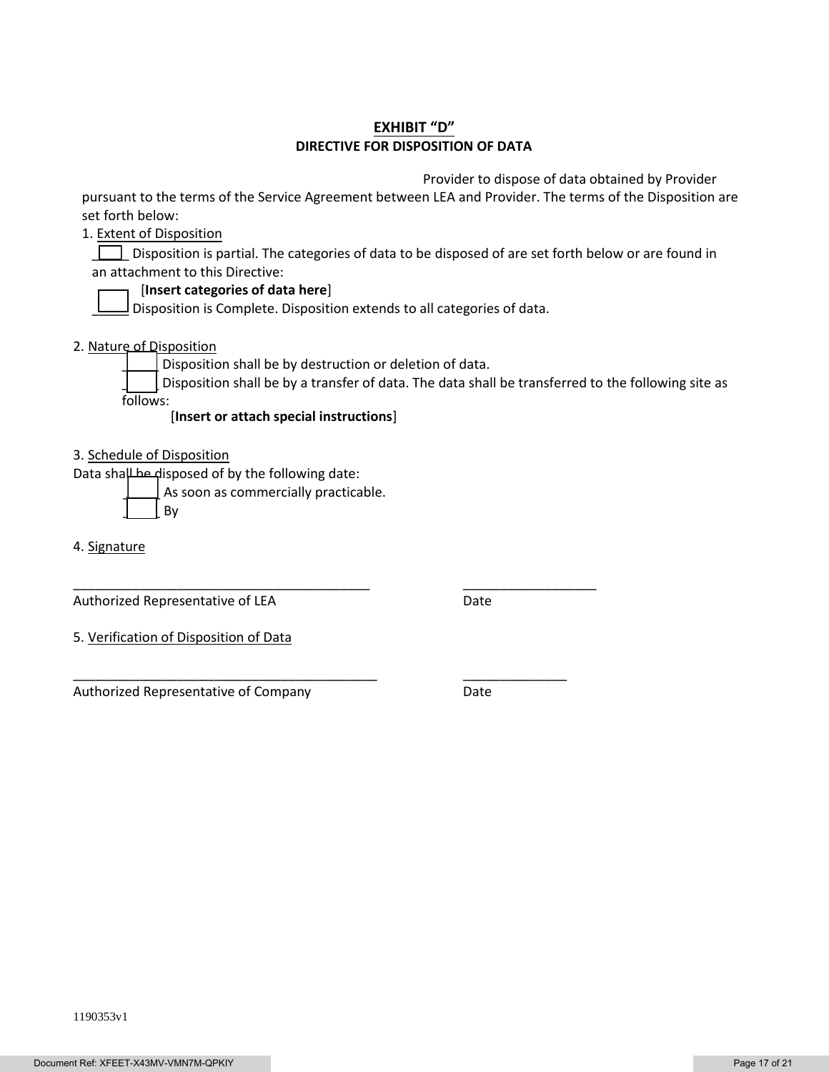# EXHIBIT "D"

## DIRECTIVE FOR DISPOSITION OF DATA

Provider to dispose of data obtained by Provider pursuant to the terms of the Service Agreement between LEA and Provider. The terms of the Disposition are set forth below:

1. Extent of Disposition

   ____ Disposition is partial. The categories of data to be disposed of are set forth below or are found in an attachment to this Directive:

   [**Insert categories of data here**]

   _____ Disposition is Complete. Disposition extends to all categories of data.

2. Nature of Disposition

   _____ Disposition shall be by destruction or deletion of data.

   _____ Disposition shall be by a transfer of data. The data shall be transferred to the following site as follows:

   [**Insert or attach special instructions**]

3. Schedule of Disposition

   Data shall be disposed of by the following date:

   _____ As soon as commercially practicable.

   _____ By

4. Signature

_________________________________________ __________________
Authorized Representative of LEA Date

5. Verification of Disposition of Data

__________________________________________ ______________
Authorized Representative of Company Date

1190353v1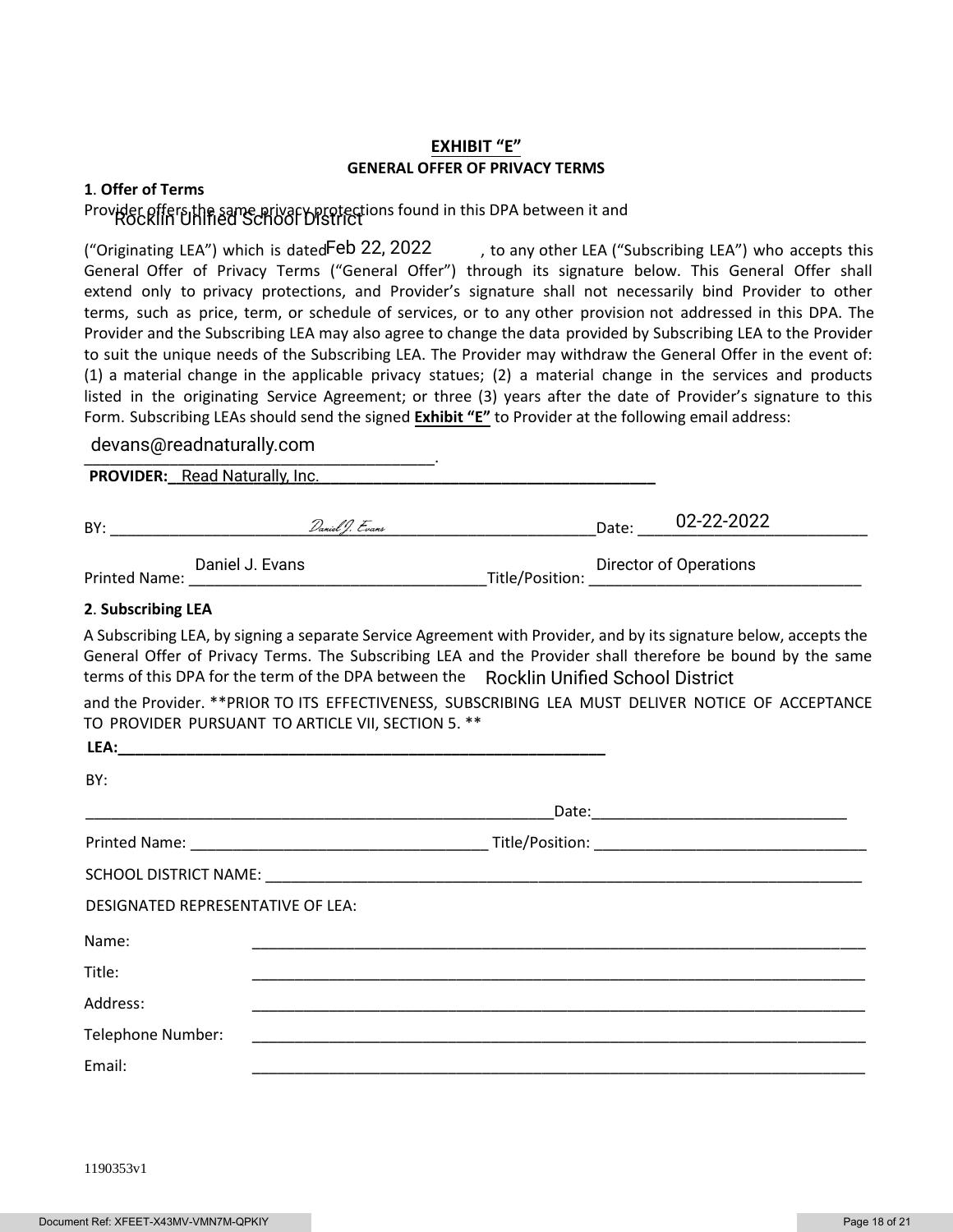# EXHIBIT "E"

## GENERAL OFFER OF PRIVACY TERMS

**1**. **Offer of Terms**

Provider offers the same privacy protections found in this DPA between it and Rocklin Unified School District ("Originating LEA") which is dated Feb 22, 2022, to any other LEA ("Subscribing LEA") who accepts this General Offer of Privacy Terms ("General Offer") through its signature below. This General Offer shall extend only to privacy protections, and Provider's signature shall not necessarily bind Provider to other terms, such as price, term, or schedule of services, or to any other provision not addressed in this DPA. The Provider and the Subscribing LEA may also agree to change the data provided by Subscribing LEA to the Provider to suit the unique needs of the Subscribing LEA. The Provider may withdraw the General Offer in the event of: (1) a material change in the applicable privacy statues; (2) a material change in the services and products listed in the originating Service Agreement; or three (3) years after the date of Provider's signature to this Form. Subscribing LEAs should send the signed **Exhibit "E"** to Provider at the following email address:

devans@readnaturally.com.

**PROVIDER:** Read Naturally, Inc.

BY: *Daniel J. Evans* Date: 02-22-2022

Printed Name: Daniel J. Evans Title/Position: Director of Operations

**2**. **Subscribing LEA**

A Subscribing LEA, by signing a separate Service Agreement with Provider, and by its signature below, accepts the General Offer of Privacy Terms. The Subscribing LEA and the Provider shall therefore be bound by the same terms of this DPA for the term of the DPA between the Rocklin Unified School District and the Provider. **PRIOR TO ITS EFFECTIVENESS, SUBSCRIBING LEA MUST DELIVER NOTICE OF ACCEPTANCE TO PROVIDER PURSUANT TO ARTICLE VII, SECTION 5. **

**LEA:**\_\_\_\_\_\_\_\_\_\_\_\_\_\_\_\_\_\_\_\_\_\_\_\_\_\_\_\_\_\_

BY:

\_\_\_\_\_\_\_\_\_\_\_\_\_\_\_\_\_\_\_\_\_\_\_\_\_\_\_\_\_\_ Date:\_\_\_\_\_\_\_\_\_\_\_\_\_\_\_\_\_\_\_\_

Printed Name: \_\_\_\_\_\_\_\_\_\_\_\_\_\_\_\_\_\_\_\_ Title/Position: \_\_\_\_\_\_\_\_\_\_\_\_\_\_\_\_\_\_\_\_

SCHOOL DISTRICT NAME: \_\_\_\_\_\_\_\_\_\_\_\_\_\_\_\_\_\_\_\_\_\_\_\_\_\_\_\_\_\_

DESIGNATED REPRESENTATIVE OF LEA:

Name: \_\_\_\_\_\_\_\_\_\_\_\_\_\_\_\_\_\_\_\_\_\_\_\_\_\_\_\_\_\_

Title: \_\_\_\_\_\_\_\_\_\_\_\_\_\_\_\_\_\_\_\_\_\_\_\_\_\_\_\_\_\_

Address: \_\_\_\_\_\_\_\_\_\_\_\_\_\_\_\_\_\_\_\_\_\_\_\_\_\_\_\_\_\_

Telephone Number: \_\_\_\_\_\_\_\_\_\_\_\_\_\_\_\_\_\_\_\_\_\_\_\_\_\_\_\_\_\_

Email: \_\_\_\_\_\_\_\_\_\_\_\_\_\_\_\_\_\_\_\_\_\_\_\_\_\_\_\_\_\_

1190353v1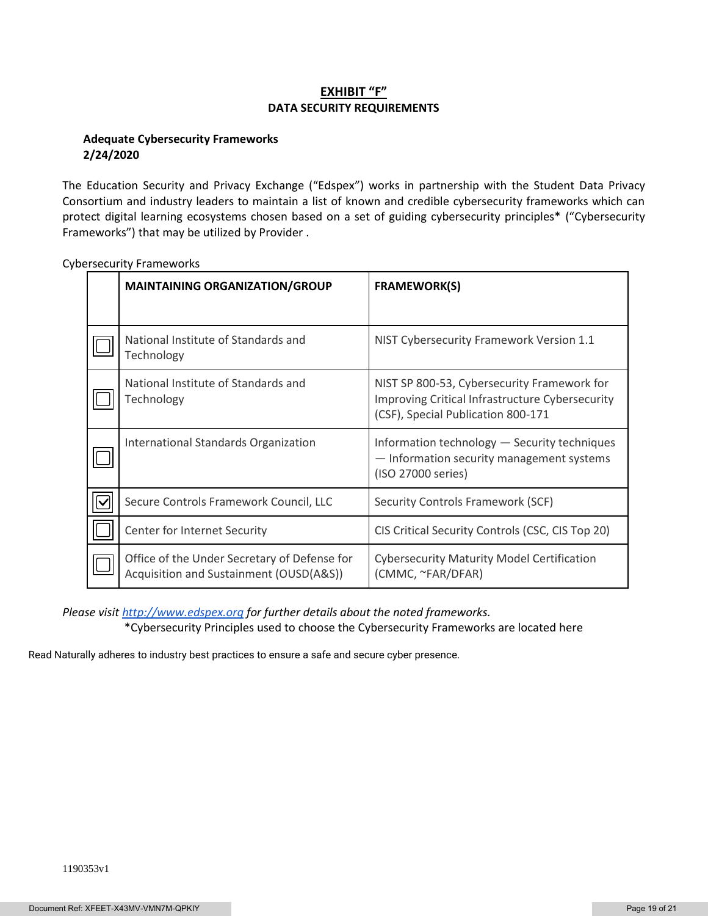# EXHIBIT "F"

## DATA SECURITY REQUIREMENTS

**Adequate Cybersecurity Frameworks**
**2/24/2020**

The Education Security and Privacy Exchange ("Edspex") works in partnership with the Student Data Privacy Consortium and industry leaders to maintain a list of known and credible cybersecurity frameworks which can protect digital learning ecosystems chosen based on a set of guiding cybersecurity principles* ("Cybersecurity Frameworks") that may be utilized by Provider .

Cybersecurity Frameworks

| | **MAINTAINING ORGANIZATION/GROUP** | **FRAMEWORK(S)** |
|---|---|---|
| ☐ | National Institute of Standards and Technology | NIST Cybersecurity Framework Version 1.1 |
| ☐ | National Institute of Standards and Technology | NIST SP 800-53, Cybersecurity Framework for Improving Critical Infrastructure Cybersecurity (CSF), Special Publication 800-171 |
| ☐ | International Standards Organization | Information technology — Security techniques — Information security management systems (ISO 27000 series) |
| ☑ | Secure Controls Framework Council, LLC | Security Controls Framework (SCF) |
| ☐ | Center for Internet Security | CIS Critical Security Controls (CSC, CIS Top 20) |
| ☐ | Office of the Under Secretary of Defense for Acquisition and Sustainment (OUSD(A&S)) | Cybersecurity Maturity Model Certification (CMMC, ~FAR/DFAR) |

*Please visit [http://www.edspex.org](http://www.edspex.org) for further details about the noted frameworks.*

*Cybersecurity Principles used to choose the Cybersecurity Frameworks are located here

Read Naturally adheres to industry best practices to ensure a safe and secure cyber presence.

1190353v1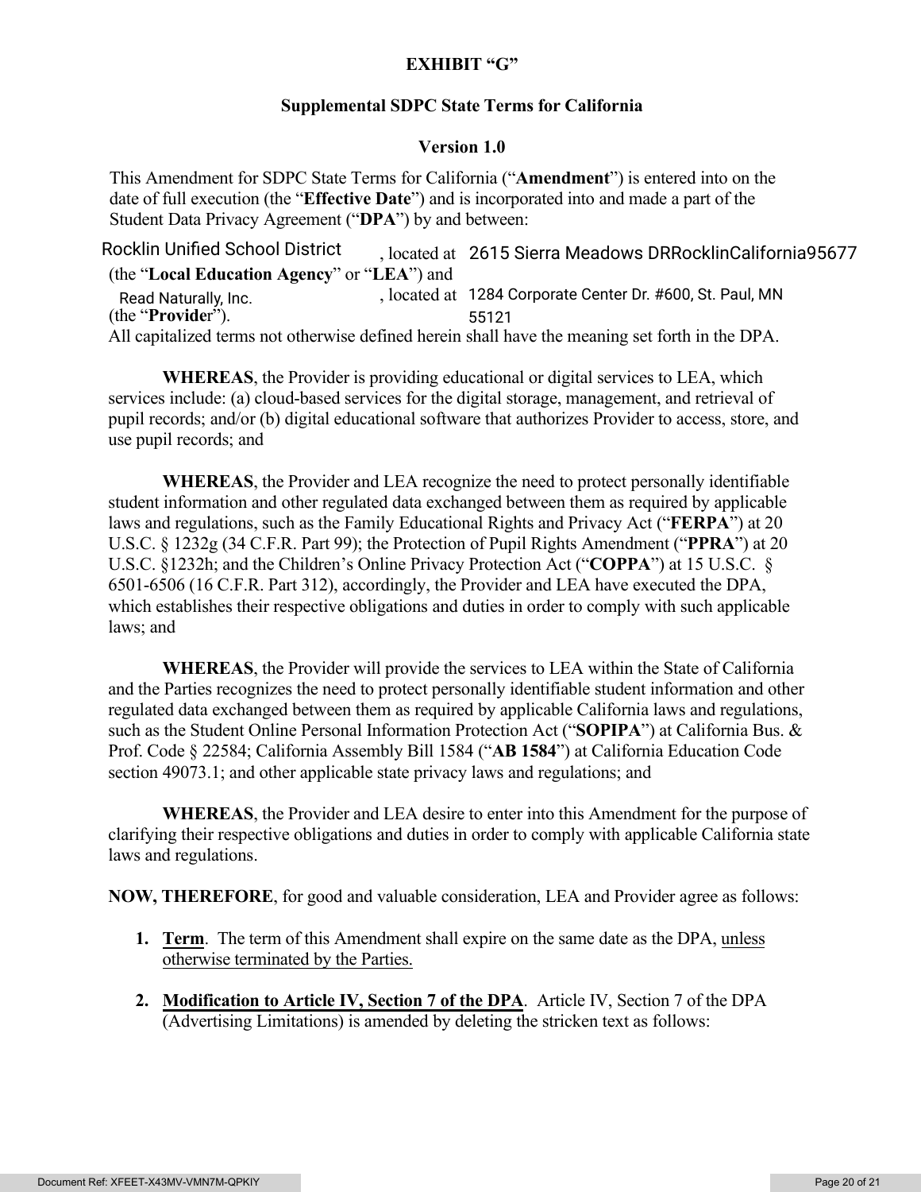**EXHIBIT "G"**

**Supplemental SDPC State Terms for California**

**Version 1.0**

This Amendment for SDPC State Terms for California ("**Amendment**") is entered into on the date of full execution (the "**Effective Date**") and is incorporated into and made a part of the Student Data Privacy Agreement ("**DPA**") by and between:

Rocklin Unified School District, located at 2615 Sierra Meadows DRRocklinCalifornia95677 (the "**Local Education Agency**" or "**LEA**") and Read Naturally, Inc., located at 1284 Corporate Center Dr. #600, St. Paul, MN 55121 (the "**Provider**").

All capitalized terms not otherwise defined herein shall have the meaning set forth in the DPA.

**WHEREAS**, the Provider is providing educational or digital services to LEA, which services include: (a) cloud-based services for the digital storage, management, and retrieval of pupil records; and/or (b) digital educational software that authorizes Provider to access, store, and use pupil records; and

**WHEREAS**, the Provider and LEA recognize the need to protect personally identifiable student information and other regulated data exchanged between them as required by applicable laws and regulations, such as the Family Educational Rights and Privacy Act ("**FERPA**") at 20 U.S.C. § 1232g (34 C.F.R. Part 99); the Protection of Pupil Rights Amendment ("**PPRA**") at 20 U.S.C. §1232h; and the Children's Online Privacy Protection Act ("**COPPA**") at 15 U.S.C. § 6501-6506 (16 C.F.R. Part 312), accordingly, the Provider and LEA have executed the DPA, which establishes their respective obligations and duties in order to comply with such applicable laws; and

**WHEREAS**, the Provider will provide the services to LEA within the State of California and the Parties recognizes the need to protect personally identifiable student information and other regulated data exchanged between them as required by applicable California laws and regulations, such as the Student Online Personal Information Protection Act ("**SOPIPA**") at California Bus. & Prof. Code § 22584; California Assembly Bill 1584 ("**AB 1584**") at California Education Code section 49073.1; and other applicable state privacy laws and regulations; and

**WHEREAS**, the Provider and LEA desire to enter into this Amendment for the purpose of clarifying their respective obligations and duties in order to comply with applicable California state laws and regulations.

**NOW, THEREFORE**, for good and valuable consideration, LEA and Provider agree as follows:

1. **Term**. The term of this Amendment shall expire on the same date as the DPA, unless otherwise terminated by the Parties.

2. **Modification to Article IV, Section 7 of the DPA**. Article IV, Section 7 of the DPA (Advertising Limitations) is amended by deleting the stricken text as follows: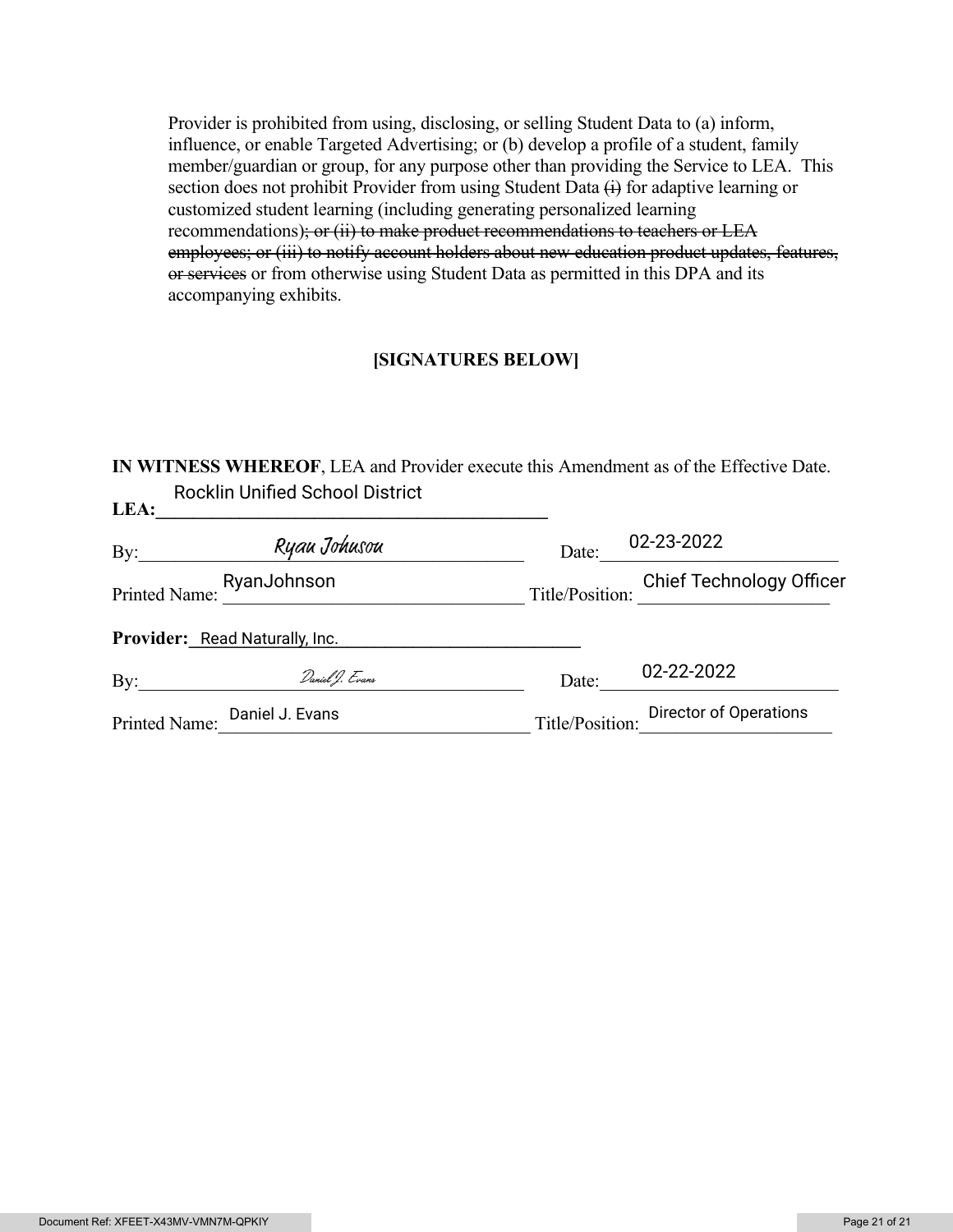Provider is prohibited from using, disclosing, or selling Student Data to (a) inform, influence, or enable Targeted Advertising; or (b) develop a profile of a student, family member/guardian or group, for any purpose other than providing the Service to LEA. This section does not prohibit Provider from using Student Data ~~(i)~~ for adaptive learning or customized student learning (including generating personalized learning recommendations)~~; or (ii) to make product recommendations to teachers or LEA employees; or (iii) to notify account holders about new education product updates, features, or services~~ or from otherwise using Student Data as permitted in this DPA and its accompanying exhibits.

**[SIGNATURES BELOW]**

**IN WITNESS WHEREOF**, LEA and Provider execute this Amendment as of the Effective Date.

**LEA:** Rocklin Unified School District

By: *Ryan Johnson* Date: 02-23-2022

Printed Name: RyanJohnson Title/Position: Chief Technology Officer

**Provider:** Read Naturally, Inc.

By: *Daniel J. Evans* Date: 02-22-2022

Printed Name: Daniel J. Evans Title/Position: Director of Operations

Document Ref: XFEET-X43MV-VMN7M-QPKIY